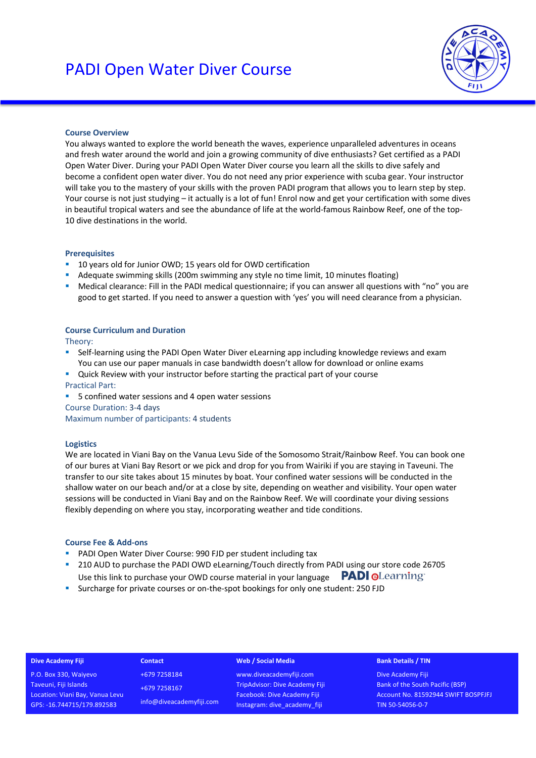# PADI Open Water Diver Course

## Course Overview

You always wanted to explore the world beneath the waves, experience unparalleled adventures in oceans and fresh water around the world and join a growing community of dive enthusiasts? Get certified as a PADI Open Water Diver. During your PADI Open Water Diver course you learn all the skills to dive safely and become a confident open water diver. You do not need any prior experience with scuba gear. Your instructor will take you to the mastery of your skills with the proven PADI program that allows you to learn step by step. Your course is not just studying – it actually is a lot of fun! Enrol now and get your certification with some dives in beautiful tropical waters and see the abundance of life at the world-famous Rainbow Reef, one of the top-10 dive destinations in the world.

## Prerequisites

- 10 years old for Junior OWD; 15 years old for OWD certification
- Adequate swimming skills (200m swimming any style no time limit, 10 minutes floating)
- Medical clearance: Fill in the PADI medical questionnaire; if you can answer all questions with "no" you are good to get started. If you need to answer a question with 'yes' you will need clearance from a physician.

## Course Curriculum and Duration

Theory:

- Self-learning using the PADI Open Water Diver eLearning app including knowledge reviews and exam
  You can use our paper manuals in case bandwidth doesn't allow for download or online exams
- Quick Review with your instructor before starting the practical part of your course

Practical Part:

- 5 confined water sessions and 4 open water sessions

Course Duration: 3-4 days

Maximum number of participants: 4 students

## Logistics

We are located in Viani Bay on the Vanua Levu Side of the Somosomo Strait/Rainbow Reef. You can book one of our bures at Viani Bay Resort or we pick and drop for you from Wairiki if you are staying in Taveuni. The transfer to our site takes about 15 minutes by boat. Your confined water sessions will be conducted in the shallow water on our beach and/or at a close by site, depending on weather and visibility. Your open water sessions will be conducted in Viani Bay and on the Rainbow Reef. We will coordinate your diving sessions flexibly depending on where you stay, incorporating weather and tide conditions.

## Course Fee & Add-ons

- PADI Open Water Diver Course: 990 FJD per student including tax
- 210 AUD to purchase the PADI OWD eLearning/Touch directly from PADI using our store code 26705
  Use this link to purchase your OWD course material in your language PADI eLearning
- Surcharge for private courses or on-the-spot bookings for only one student: 250 FJD

| Dive Academy Fiji | Contact | Web / Social Media | Bank Details / TIN |
|---|---|---|---|
| P.O. Box 330, Waiyevo | +679 7258184 | www.diveacademyfiji.com | Dive Academy Fiji |
| Taveuni, Fiji Islands | +679 7258167 | TripAdvisor: Dive Academy Fiji | Bank of the South Pacific (BSP) |
| Location: Viani Bay, Vanua Levu | info@diveacademyfiji.com | Facebook: Dive Academy Fiji | Account No. 81592944 SWIFT BOSPFJFJ |
| GPS: -16.744715/179.892583 | | Instagram: dive_academy_fiji | TIN 50-54056-0-7 |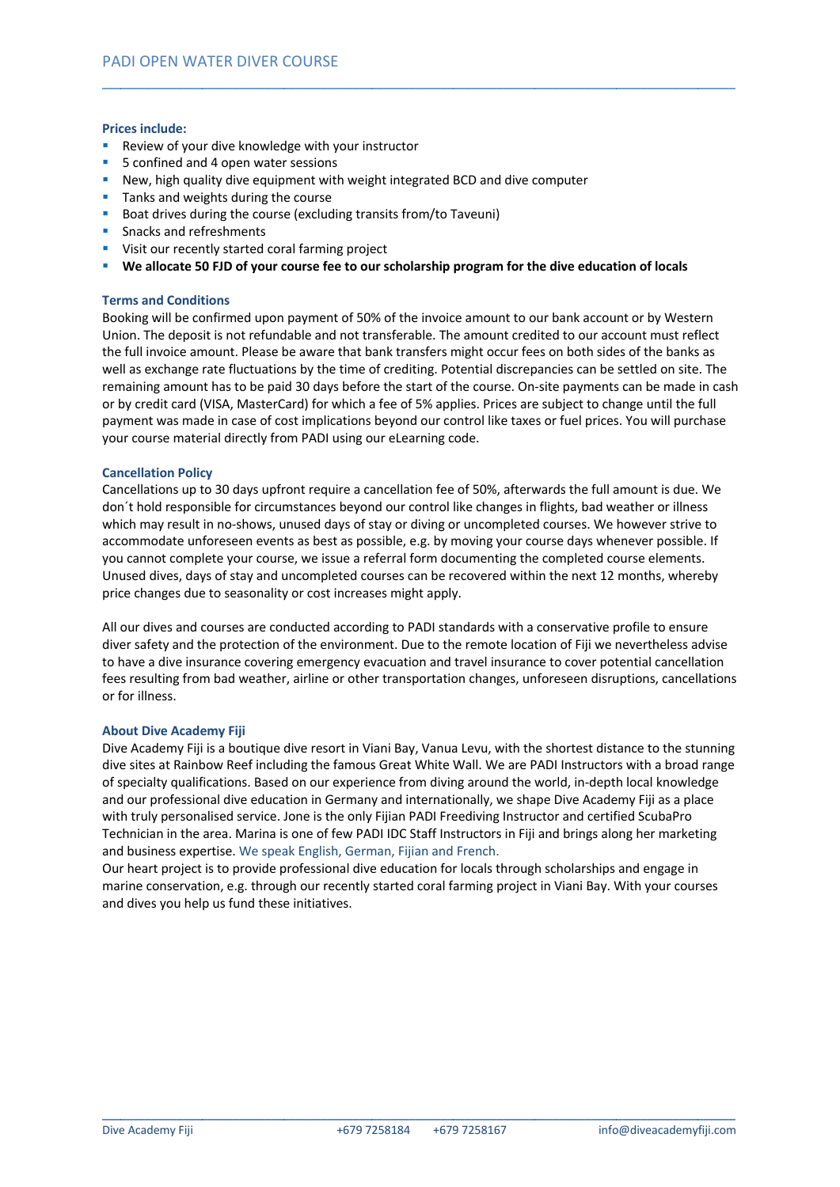## PADI OPEN WATER DIVER COURSE

### Prices include:

- Review of your dive knowledge with your instructor
- 5 confined and 4 open water sessions
- New, high quality dive equipment with weight integrated BCD and dive computer
- Tanks and weights during the course
- Boat drives during the course (excluding transits from/to Taveuni)
- Snacks and refreshments
- Visit our recently started coral farming project
- **We allocate 50 FJD of your course fee to our scholarship program for the dive education of locals**

### Terms and Conditions

Booking will be confirmed upon payment of 50% of the invoice amount to our bank account or by Western Union. The deposit is not refundable and not transferable. The amount credited to our account must reflect the full invoice amount. Please be aware that bank transfers might occur fees on both sides of the banks as well as exchange rate fluctuations by the time of crediting. Potential discrepancies can be settled on site. The remaining amount has to be paid 30 days before the start of the course. On-site payments can be made in cash or by credit card (VISA, MasterCard) for which a fee of 5% applies. Prices are subject to change until the full payment was made in case of cost implications beyond our control like taxes or fuel prices. You will purchase your course material directly from PADI using our eLearning code.

### Cancellation Policy

Cancellations up to 30 days upfront require a cancellation fee of 50%, afterwards the full amount is due. We don´t hold responsible for circumstances beyond our control like changes in flights, bad weather or illness which may result in no-shows, unused days of stay or diving or uncompleted courses. We however strive to accommodate unforeseen events as best as possible, e.g. by moving your course days whenever possible. If you cannot complete your course, we issue a referral form documenting the completed course elements. Unused dives, days of stay and uncompleted courses can be recovered within the next 12 months, whereby price changes due to seasonality or cost increases might apply.

All our dives and courses are conducted according to PADI standards with a conservative profile to ensure diver safety and the protection of the environment. Due to the remote location of Fiji we nevertheless advise to have a dive insurance covering emergency evacuation and travel insurance to cover potential cancellation fees resulting from bad weather, airline or other transportation changes, unforeseen disruptions, cancellations or for illness.

### About Dive Academy Fiji

Dive Academy Fiji is a boutique dive resort in Viani Bay, Vanua Levu, with the shortest distance to the stunning dive sites at Rainbow Reef including the famous Great White Wall. We are PADI Instructors with a broad range of specialty qualifications. Based on our experience from diving around the world, in-depth local knowledge and our professional dive education in Germany and internationally, we shape Dive Academy Fiji as a place with truly personalised service. Jone is the only Fijian PADI Freediving Instructor and certified ScubaPro Technician in the area. Marina is one of few PADI IDC Staff Instructors in Fiji and brings along her marketing and business expertise. We speak English, German, Fijian and French.

Our heart project is to provide professional dive education for locals through scholarships and engage in marine conservation, e.g. through our recently started coral farming project in Viani Bay. With your courses and dives you help us fund these initiatives.

Dive Academy Fiji +679 7258184 +679 7258167 info@diveacademyfiji.com